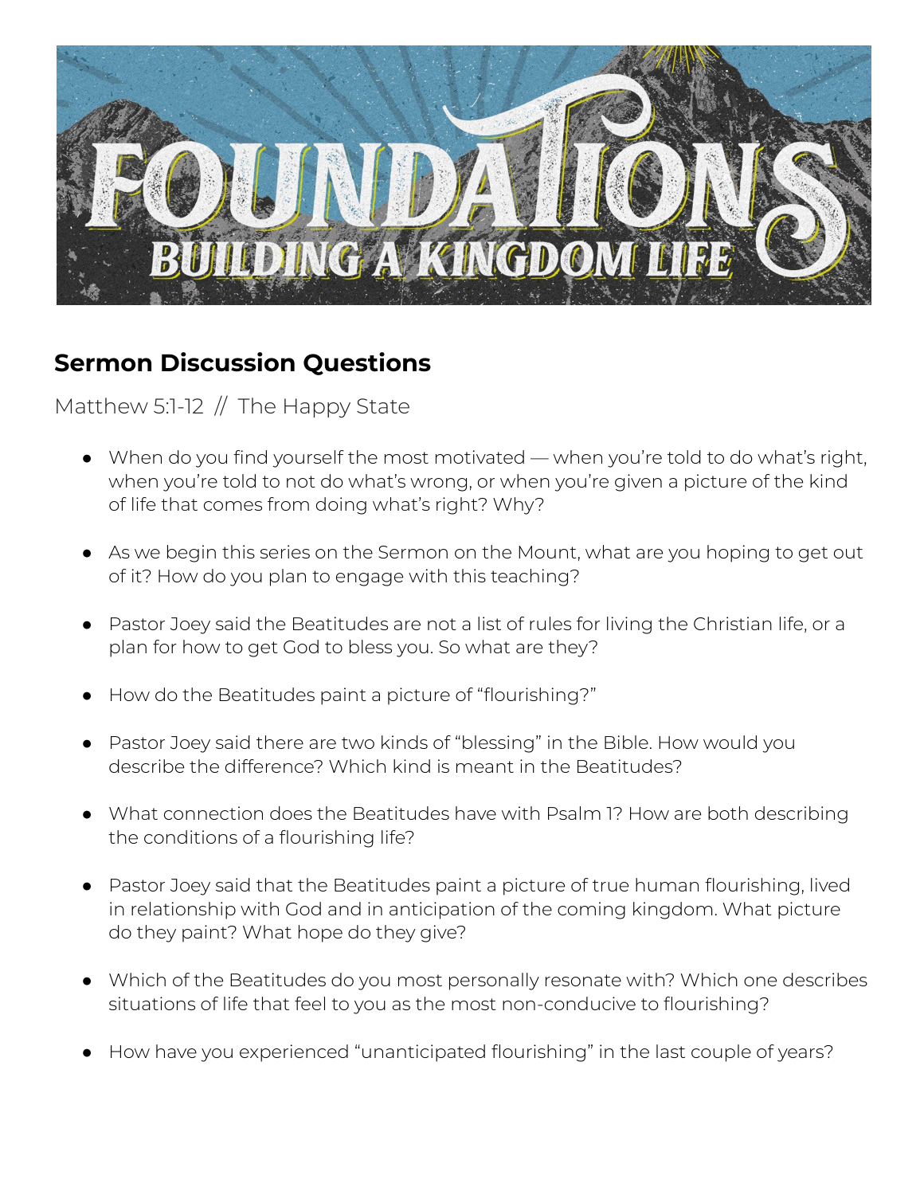# FOUNDATIONS

BUILDING A KINGDOM LIFE

## Sermon Discussion Questions

Matthew 5:1-12 // The Happy State

- When do you find yourself the most motivated — when you're told to do what's right, when you're told to not do what's wrong, or when you're given a picture of the kind of life that comes from doing what's right? Why?
- As we begin this series on the Sermon on the Mount, what are you hoping to get out of it? How do you plan to engage with this teaching?
- Pastor Joey said the Beatitudes are not a list of rules for living the Christian life, or a plan for how to get God to bless you. So what are they?
- How do the Beatitudes paint a picture of "flourishing?"
- Pastor Joey said there are two kinds of "blessing" in the Bible. How would you describe the difference? Which kind is meant in the Beatitudes?
- What connection does the Beatitudes have with Psalm 1? How are both describing the conditions of a flourishing life?
- Pastor Joey said that the Beatitudes paint a picture of true human flourishing, lived in relationship with God and in anticipation of the coming kingdom. What picture do they paint? What hope do they give?
- Which of the Beatitudes do you most personally resonate with? Which one describes situations of life that feel to you as the most non-conducive to flourishing?
- How have you experienced "unanticipated flourishing" in the last couple of years?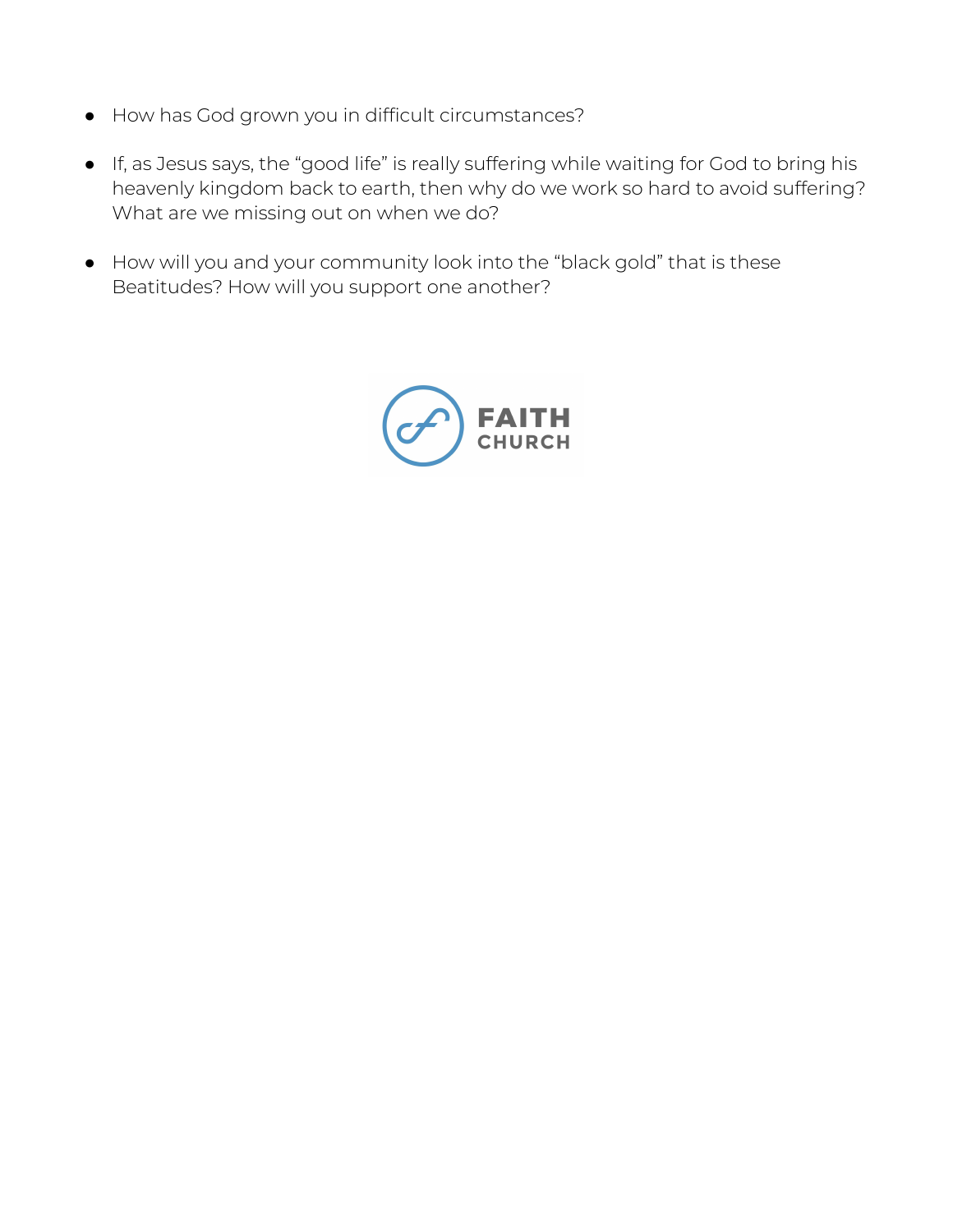- How has God grown you in difficult circumstances?
- If, as Jesus says, the "good life" is really suffering while waiting for God to bring his heavenly kingdom back to earth, then why do we work so hard to avoid suffering? What are we missing out on when we do?
- How will you and your community look into the "black gold" that is these Beatitudes? How will you support one another?

FAITH CHURCH